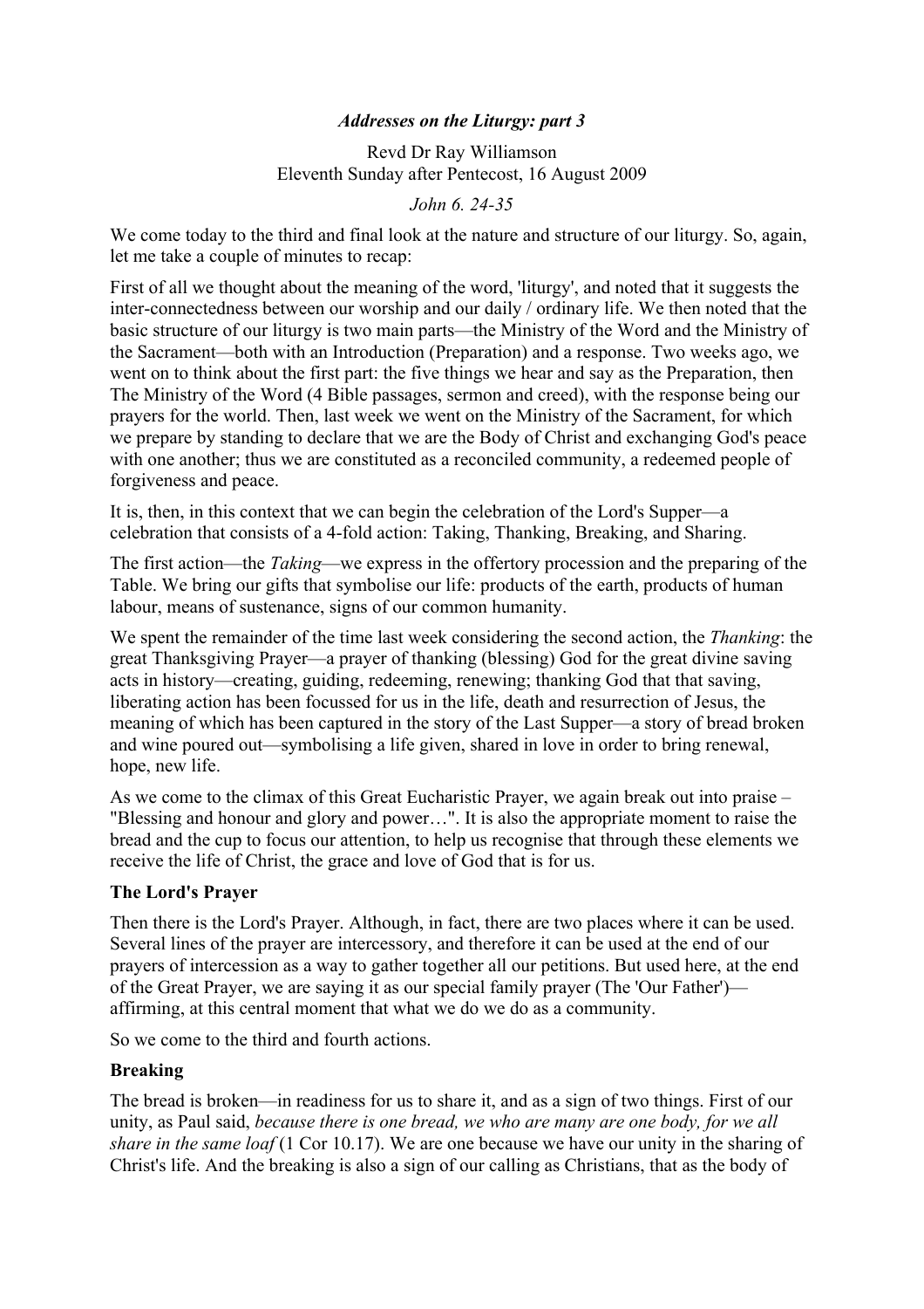*Addresses on the Liturgy: part 3*

Revd Dr Ray Williamson
Eleventh Sunday after Pentecost, 16 August 2009

*John 6. 24-35*

We come today to the third and final look at the nature and structure of our liturgy. So, again, let me take a couple of minutes to recap:

First of all we thought about the meaning of the word, 'liturgy', and noted that it suggests the inter-connectedness between our worship and our daily / ordinary life. We then noted that the basic structure of our liturgy is two main parts—the Ministry of the Word and the Ministry of the Sacrament—both with an Introduction (Preparation) and a response. Two weeks ago, we went on to think about the first part: the five things we hear and say as the Preparation, then The Ministry of the Word (4 Bible passages, sermon and creed), with the response being our prayers for the world. Then, last week we went on the Ministry of the Sacrament, for which we prepare by standing to declare that we are the Body of Christ and exchanging God's peace with one another; thus we are constituted as a reconciled community, a redeemed people of forgiveness and peace.

It is, then, in this context that we can begin the celebration of the Lord's Supper—a celebration that consists of a 4-fold action: Taking, Thanking, Breaking, and Sharing.

The first action—the *Taking*—we express in the offertory procession and the preparing of the Table. We bring our gifts that symbolise our life: products of the earth, products of human labour, means of sustenance, signs of our common humanity.

We spent the remainder of the time last week considering the second action, the *Thanking*: the great Thanksgiving Prayer—a prayer of thanking (blessing) God for the great divine saving acts in history—creating, guiding, redeeming, renewing; thanking God that that saving, liberating action has been focussed for us in the life, death and resurrection of Jesus, the meaning of which has been captured in the story of the Last Supper—a story of bread broken and wine poured out—symbolising a life given, shared in love in order to bring renewal, hope, new life.

As we come to the climax of this Great Eucharistic Prayer, we again break out into praise – "Blessing and honour and glory and power…". It is also the appropriate moment to raise the bread and the cup to focus our attention, to help us recognise that through these elements we receive the life of Christ, the grace and love of God that is for us.

**The Lord's Prayer**

Then there is the Lord's Prayer. Although, in fact, there are two places where it can be used. Several lines of the prayer are intercessory, and therefore it can be used at the end of our prayers of intercession as a way to gather together all our petitions. But used here, at the end of the Great Prayer, we are saying it as our special family prayer (The 'Our Father')—affirming, at this central moment that what we do we do as a community.

So we come to the third and fourth actions.

**Breaking**

The bread is broken—in readiness for us to share it, and as a sign of two things. First of our unity, as Paul said, *because there is one bread, we who are many are one body, for we all share in the same loaf* (1 Cor 10.17). We are one because we have our unity in the sharing of Christ's life. And the breaking is also a sign of our calling as Christians, that as the body of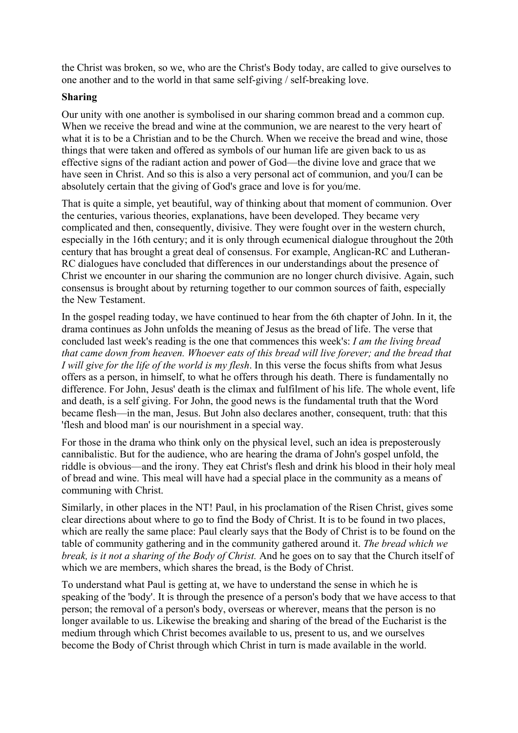the Christ was broken, so we, who are the Christ's Body today, are called to give ourselves to one another and to the world in that same self-giving / self-breaking love.

**Sharing**

Our unity with one another is symbolised in our sharing common bread and a common cup. When we receive the bread and wine at the communion, we are nearest to the very heart of what it is to be a Christian and to be the Church. When we receive the bread and wine, those things that were taken and offered as symbols of our human life are given back to us as effective signs of the radiant action and power of God—the divine love and grace that we have seen in Christ. And so this is also a very personal act of communion, and you/I can be absolutely certain that the giving of God's grace and love is for you/me.

That is quite a simple, yet beautiful, way of thinking about that moment of communion. Over the centuries, various theories, explanations, have been developed. They became very complicated and then, consequently, divisive. They were fought over in the western church, especially in the 16th century; and it is only through ecumenical dialogue throughout the 20th century that has brought a great deal of consensus. For example, Anglican-RC and Lutheran-RC dialogues have concluded that differences in our understandings about the presence of Christ we encounter in our sharing the communion are no longer church divisive. Again, such consensus is brought about by returning together to our common sources of faith, especially the New Testament.

In the gospel reading today, we have continued to hear from the 6th chapter of John. In it, the drama continues as John unfolds the meaning of Jesus as the bread of life. The verse that concluded last week's reading is the one that commences this week's: *I am the living bread that came down from heaven. Whoever eats of this bread will live forever; and the bread that I will give for the life of the world is my flesh*. In this verse the focus shifts from what Jesus offers as a person, in himself, to what he offers through his death. There is fundamentally no difference. For John, Jesus' death is the climax and fulfilment of his life. The whole event, life and death, is a self giving. For John, the good news is the fundamental truth that the Word became flesh—in the man, Jesus. But John also declares another, consequent, truth: that this 'flesh and blood man' is our nourishment in a special way.

For those in the drama who think only on the physical level, such an idea is preposterously cannibalistic. But for the audience, who are hearing the drama of John's gospel unfold, the riddle is obvious—and the irony. They eat Christ's flesh and drink his blood in their holy meal of bread and wine. This meal will have had a special place in the community as a means of communing with Christ.

Similarly, in other places in the NT! Paul, in his proclamation of the Risen Christ, gives some clear directions about where to go to find the Body of Christ. It is to be found in two places, which are really the same place: Paul clearly says that the Body of Christ is to be found on the table of community gathering and in the community gathered around it. *The bread which we break, is it not a sharing of the Body of Christ.* And he goes on to say that the Church itself of which we are members, which shares the bread, is the Body of Christ.

To understand what Paul is getting at, we have to understand the sense in which he is speaking of the 'body'. It is through the presence of a person's body that we have access to that person; the removal of a person's body, overseas or wherever, means that the person is no longer available to us. Likewise the breaking and sharing of the bread of the Eucharist is the medium through which Christ becomes available to us, present to us, and we ourselves become the Body of Christ through which Christ in turn is made available in the world.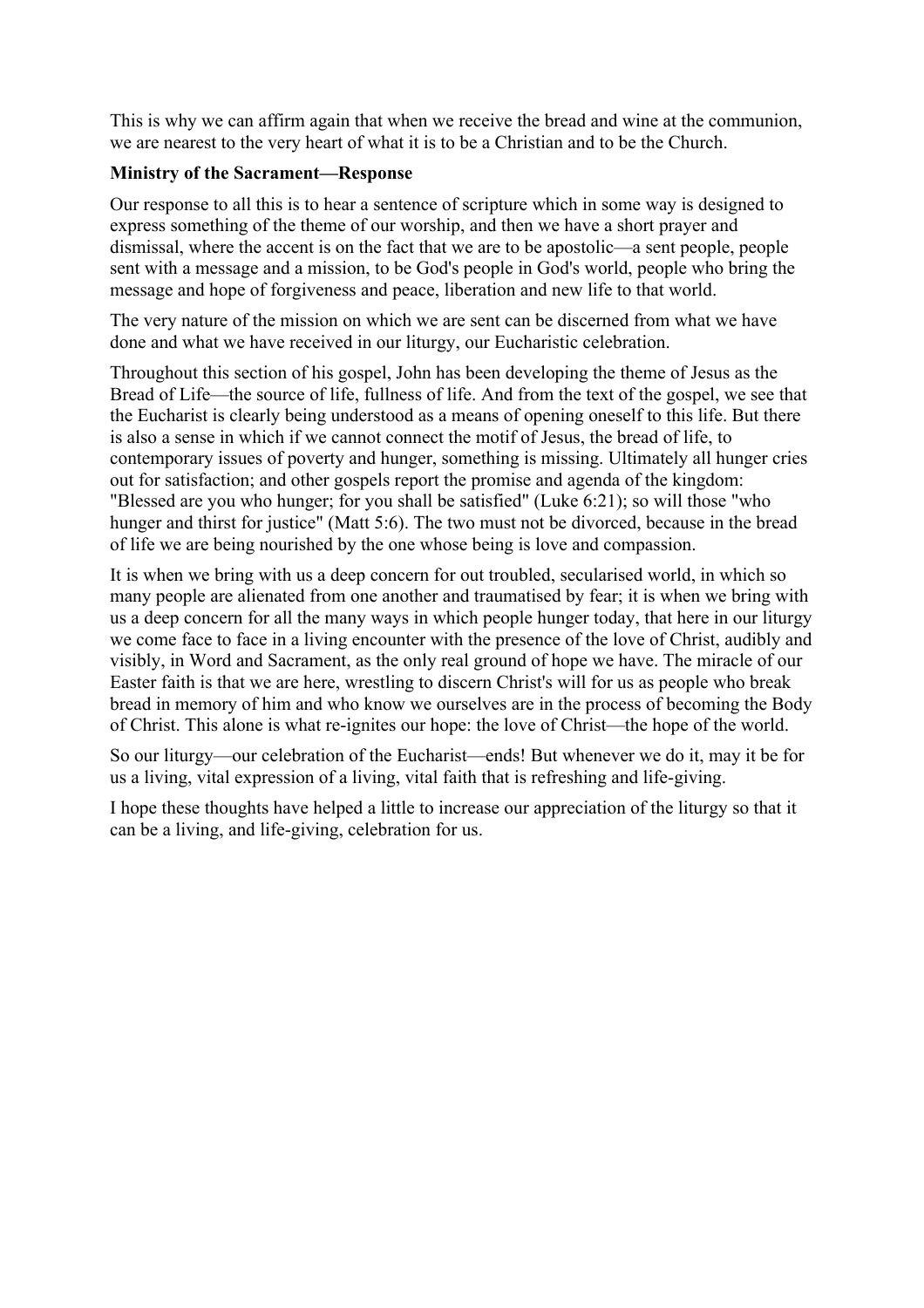This is why we can affirm again that when we receive the bread and wine at the communion, we are nearest to the very heart of what it is to be a Christian and to be the Church.

**Ministry of the Sacrament—Response**

Our response to all this is to hear a sentence of scripture which in some way is designed to express something of the theme of our worship, and then we have a short prayer and dismissal, where the accent is on the fact that we are to be apostolic—a sent people, people sent with a message and a mission, to be God's people in God's world, people who bring the message and hope of forgiveness and peace, liberation and new life to that world.

The very nature of the mission on which we are sent can be discerned from what we have done and what we have received in our liturgy, our Eucharistic celebration.

Throughout this section of his gospel, John has been developing the theme of Jesus as the Bread of Life—the source of life, fullness of life. And from the text of the gospel, we see that the Eucharist is clearly being understood as a means of opening oneself to this life. But there is also a sense in which if we cannot connect the motif of Jesus, the bread of life, to contemporary issues of poverty and hunger, something is missing. Ultimately all hunger cries out for satisfaction; and other gospels report the promise and agenda of the kingdom: "Blessed are you who hunger; for you shall be satisfied" (Luke 6:21); so will those "who hunger and thirst for justice" (Matt 5:6). The two must not be divorced, because in the bread of life we are being nourished by the one whose being is love and compassion.

It is when we bring with us a deep concern for out troubled, secularised world, in which so many people are alienated from one another and traumatised by fear; it is when we bring with us a deep concern for all the many ways in which people hunger today, that here in our liturgy we come face to face in a living encounter with the presence of the love of Christ, audibly and visibly, in Word and Sacrament, as the only real ground of hope we have. The miracle of our Easter faith is that we are here, wrestling to discern Christ's will for us as people who break bread in memory of him and who know we ourselves are in the process of becoming the Body of Christ. This alone is what re-ignites our hope: the love of Christ—the hope of the world.

So our liturgy—our celebration of the Eucharist—ends! But whenever we do it, may it be for us a living, vital expression of a living, vital faith that is refreshing and life-giving.

I hope these thoughts have helped a little to increase our appreciation of the liturgy so that it can be a living, and life-giving, celebration for us.